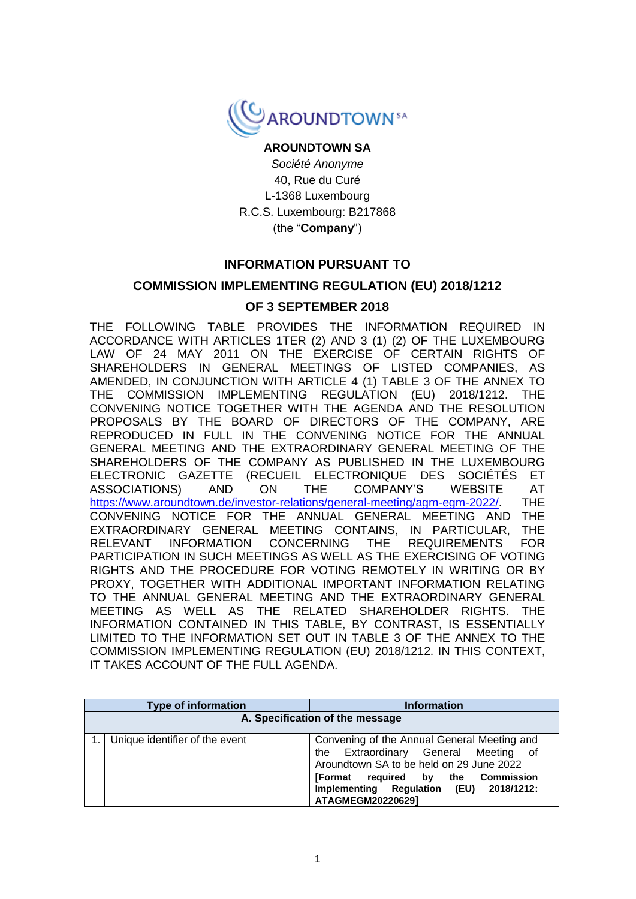**AROUNDTOWN SA**

*Société Anonyme*

40, Rue du Curé

L-1368 Luxembourg

R.C.S. Luxembourg: B217868

(the "**Company**")

## INFORMATION PURSUANT TO

## COMMISSION IMPLEMENTING REGULATION (EU) 2018/1212

## OF 3 SEPTEMBER 2018

THE FOLLOWING TABLE PROVIDES THE INFORMATION REQUIRED IN ACCORDANCE WITH ARTICLES 1TER (2) AND 3 (1) (2) OF THE LUXEMBOURG LAW OF 24 MAY 2011 ON THE EXERCISE OF CERTAIN RIGHTS OF SHAREHOLDERS IN GENERAL MEETINGS OF LISTED COMPANIES, AS AMENDED, IN CONJUNCTION WITH ARTICLE 4 (1) TABLE 3 OF THE ANNEX TO THE COMMISSION IMPLEMENTING REGULATION (EU) 2018/1212. THE CONVENING NOTICE TOGETHER WITH THE AGENDA AND THE RESOLUTION PROPOSALS BY THE BOARD OF DIRECTORS OF THE COMPANY, ARE REPRODUCED IN FULL IN THE CONVENING NOTICE FOR THE ANNUAL GENERAL MEETING AND THE EXTRAORDINARY GENERAL MEETING OF THE SHAREHOLDERS OF THE COMPANY AS PUBLISHED IN THE LUXEMBOURG ELECTRONIC GAZETTE (RECUEIL ELECTRONIQUE DES SOCIÉTÉS ET ASSOCIATIONS) AND ON THE COMPANY'S WEBSITE AT https://www.aroundtown.de/investor-relations/general-meeting/agm-egm-2022/. THE CONVENING NOTICE FOR THE ANNUAL GENERAL MEETING AND THE EXTRAORDINARY GENERAL MEETING CONTAINS, IN PARTICULAR, THE RELEVANT INFORMATION CONCERNING THE REQUIREMENTS FOR PARTICIPATION IN SUCH MEETINGS AS WELL AS THE EXERCISING OF VOTING RIGHTS AND THE PROCEDURE FOR VOTING REMOTELY IN WRITING OR BY PROXY, TOGETHER WITH ADDITIONAL IMPORTANT INFORMATION RELATING TO THE ANNUAL GENERAL MEETING AND THE EXTRAORDINARY GENERAL MEETING AS WELL AS THE RELATED SHAREHOLDER RIGHTS. THE INFORMATION CONTAINED IN THIS TABLE, BY CONTRAST, IS ESSENTIALLY LIMITED TO THE INFORMATION SET OUT IN TABLE 3 OF THE ANNEX TO THE COMMISSION IMPLEMENTING REGULATION (EU) 2018/1212. IN THIS CONTEXT, IT TAKES ACCOUNT OF THE FULL AGENDA.

| | Type of information | Information |
|---|---|---|
| **A. Specification of the message** | | |
| 1. | Unique identifier of the event | Convening of the Annual General Meeting and the Extraordinary General Meeting of Aroundtown SA to be held on 29 June 2022 **[Format required by the Commission Implementing Regulation (EU) 2018/1212: ATAGMEGM20220629]** |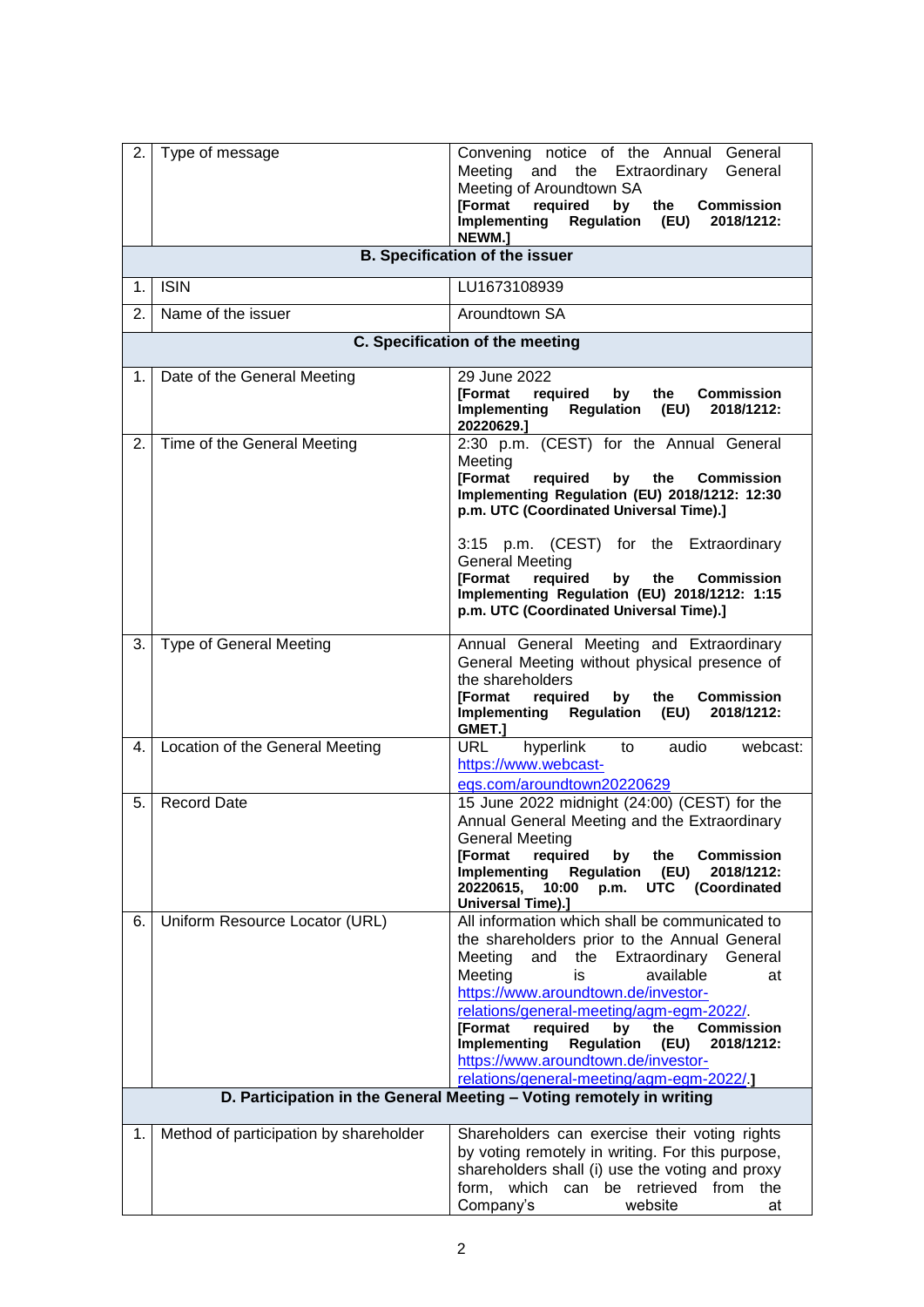| | | |
|---|---|---|
| 2. | Type of message | Convening notice of the Annual General Meeting and the Extraordinary General Meeting of Aroundtown SA<br>**[Format required by the Commission Implementing Regulation (EU) 2018/1212: NEWM.]** |
| | **B. Specification of the issuer** | |
| 1. | ISIN | LU1673108939 |
| 2. | Name of the issuer | Aroundtown SA |
| | **C. Specification of the meeting** | |
| 1. | Date of the General Meeting | 29 June 2022<br>**[Format required by the Commission Implementing Regulation (EU) 2018/1212: 20220629.]** |
| 2. | Time of the General Meeting | 2:30 p.m. (CEST) for the Annual General Meeting<br>**[Format required by the Commission Implementing Regulation (EU) 2018/1212: 12:30 p.m. UTC (Coordinated Universal Time).]**<br><br>3:15 p.m. (CEST) for the Extraordinary General Meeting<br>**[Format required by the Commission Implementing Regulation (EU) 2018/1212: 1:15 p.m. UTC (Coordinated Universal Time).]** |
| 3. | Type of General Meeting | Annual General Meeting and Extraordinary General Meeting without physical presence of the shareholders<br>**[Format required by the Commission Implementing Regulation (EU) 2018/1212: GMET.]** |
| 4. | Location of the General Meeting | URL hyperlink to audio webcast: https://www.webcast-eqs.com/aroundtown20220629 |
| 5. | Record Date | 15 June 2022 midnight (24:00) (CEST) for the Annual General Meeting and the Extraordinary General Meeting<br>**[Format required by the Commission Implementing Regulation (EU) 2018/1212: 20220615, 10:00 p.m. UTC (Coordinated Universal Time).]** |
| 6. | Uniform Resource Locator (URL) | All information which shall be communicated to the shareholders prior to the Annual General Meeting and the Extraordinary General Meeting is available at https://www.aroundtown.de/investor-relations/general-meeting/agm-egm-2022/.<br>**[Format required by the Commission Implementing Regulation (EU) 2018/1212: https://www.aroundtown.de/investor-relations/general-meeting/agm-egm-2022/.]** |
| | **D. Participation in the General Meeting – Voting remotely in writing** | |
| 1. | Method of participation by shareholder | Shareholders can exercise their voting rights by voting remotely in writing. For this purpose, shareholders shall (i) use the voting and proxy form, which can be retrieved from the Company's website at |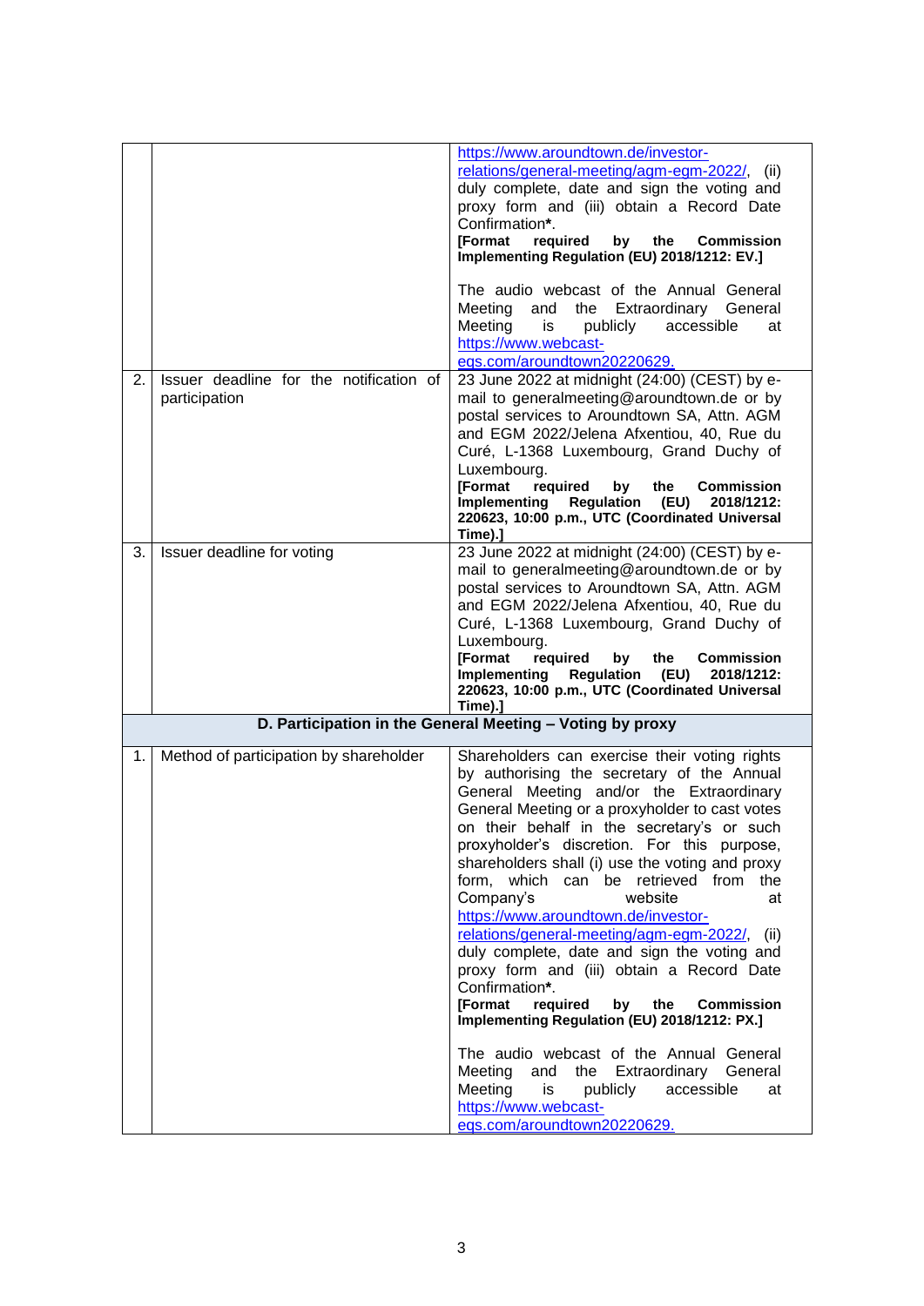| | | |
|---|---|---|
| | | https://www.aroundtown.de/investor-relations/general-meeting/agm-egm-2022/, (ii) duly complete, date and sign the voting and proxy form and (iii) obtain a Record Date Confirmation*.<br>**[Format required by the Commission Implementing Regulation (EU) 2018/1212: EV.]**<br><br>The audio webcast of the Annual General Meeting and the Extraordinary General Meeting is publicly accessible at https://www.webcast-eqs.com/aroundtown20220629. |
| 2. | Issuer deadline for the notification of participation | 23 June 2022 at midnight (24:00) (CEST) by e-mail to generalmeeting@aroundtown.de or by postal services to Aroundtown SA, Attn. AGM and EGM 2022/Jelena Afxentiou, 40, Rue du Curé, L-1368 Luxembourg, Grand Duchy of Luxembourg.<br>**[Format required by the Commission Implementing Regulation (EU) 2018/1212: 220623, 10:00 p.m., UTC (Coordinated Universal Time).]** |
| 3. | Issuer deadline for voting | 23 June 2022 at midnight (24:00) (CEST) by e-mail to generalmeeting@aroundtown.de or by postal services to Aroundtown SA, Attn. AGM and EGM 2022/Jelena Afxentiou, 40, Rue du Curé, L-1368 Luxembourg, Grand Duchy of Luxembourg.<br>**[Format required by the Commission Implementing Regulation (EU) 2018/1212: 220623, 10:00 p.m., UTC (Coordinated Universal Time).]** |
| **D. Participation in the General Meeting – Voting by proxy** | | |
| 1. | Method of participation by shareholder | Shareholders can exercise their voting rights by authorising the secretary of the Annual General Meeting and/or the Extraordinary General Meeting or a proxyholder to cast votes on their behalf in the secretary's or such proxyholder's discretion. For this purpose, shareholders shall (i) use the voting and proxy form, which can be retrieved from the Company's website at https://www.aroundtown.de/investor-relations/general-meeting/agm-egm-2022/, (ii) duly complete, date and sign the voting and proxy form and (iii) obtain a Record Date Confirmation*.<br>**[Format required by the Commission Implementing Regulation (EU) 2018/1212: PX.]**<br><br>The audio webcast of the Annual General Meeting and the Extraordinary General Meeting is publicly accessible at https://www.webcast-eqs.com/aroundtown20220629. |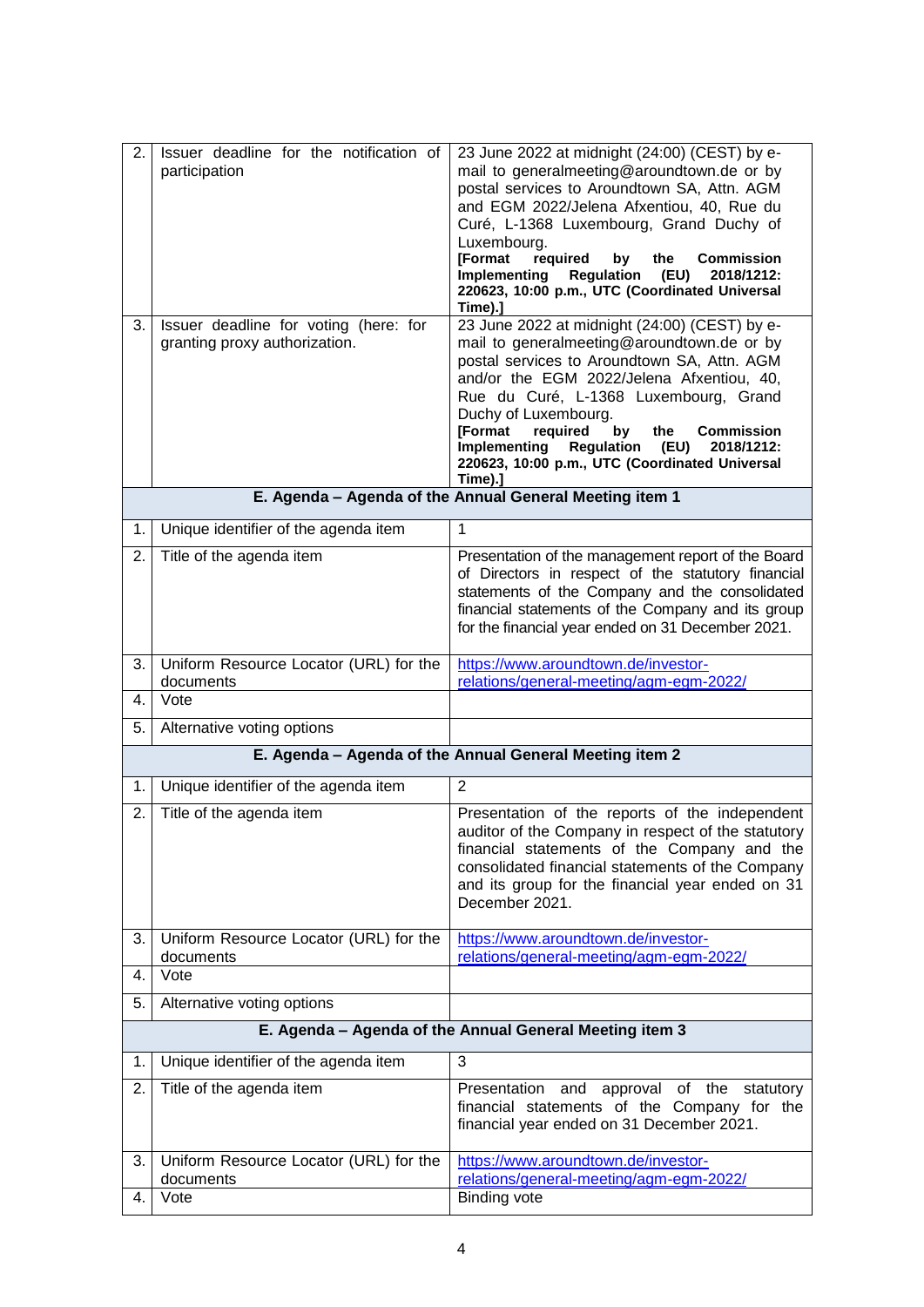| | | |
|---|---|---|
| 2. | Issuer deadline for the notification of participation | 23 June 2022 at midnight (24:00) (CEST) by e-mail to generalmeeting@aroundtown.de or by postal services to Aroundtown SA, Attn. AGM and EGM 2022/Jelena Afxentiou, 40, Rue du Curé, L-1368 Luxembourg, Grand Duchy of Luxembourg. **[Format required by the Commission Implementing Regulation (EU) 2018/1212: 220623, 10:00 p.m., UTC (Coordinated Universal Time).]** |
| 3. | Issuer deadline for voting (here: for granting proxy authorization. | 23 June 2022 at midnight (24:00) (CEST) by e-mail to generalmeeting@aroundtown.de or by postal services to Aroundtown SA, Attn. AGM and/or the EGM 2022/Jelena Afxentiou, 40, Rue du Curé, L-1368 Luxembourg, Grand Duchy of Luxembourg. **[Format required by the Commission Implementing Regulation (EU) 2018/1212: 220623, 10:00 p.m., UTC (Coordinated Universal Time).]** |
| | **E. Agenda – Agenda of the Annual General Meeting item 1** | |
| 1. | Unique identifier of the agenda item | 1 |
| 2. | Title of the agenda item | Presentation of the management report of the Board of Directors in respect of the statutory financial statements of the Company and the consolidated financial statements of the Company and its group for the financial year ended on 31 December 2021. |
| 3. | Uniform Resource Locator (URL) for the documents | https://www.aroundtown.de/investor-relations/general-meeting/agm-egm-2022/ |
| 4. | Vote | |
| 5. | Alternative voting options | |
| | **E. Agenda – Agenda of the Annual General Meeting item 2** | |
| 1. | Unique identifier of the agenda item | 2 |
| 2. | Title of the agenda item | Presentation of the reports of the independent auditor of the Company in respect of the statutory financial statements of the Company and the consolidated financial statements of the Company and its group for the financial year ended on 31 December 2021. |
| 3. | Uniform Resource Locator (URL) for the documents | https://www.aroundtown.de/investor-relations/general-meeting/agm-egm-2022/ |
| 4. | Vote | |
| 5. | Alternative voting options | |
| | **E. Agenda – Agenda of the Annual General Meeting item 3** | |
| 1. | Unique identifier of the agenda item | 3 |
| 2. | Title of the agenda item | Presentation and approval of the statutory financial statements of the Company for the financial year ended on 31 December 2021. |
| 3. | Uniform Resource Locator (URL) for the documents | https://www.aroundtown.de/investor-relations/general-meeting/agm-egm-2022/ |
| 4. | Vote | Binding vote |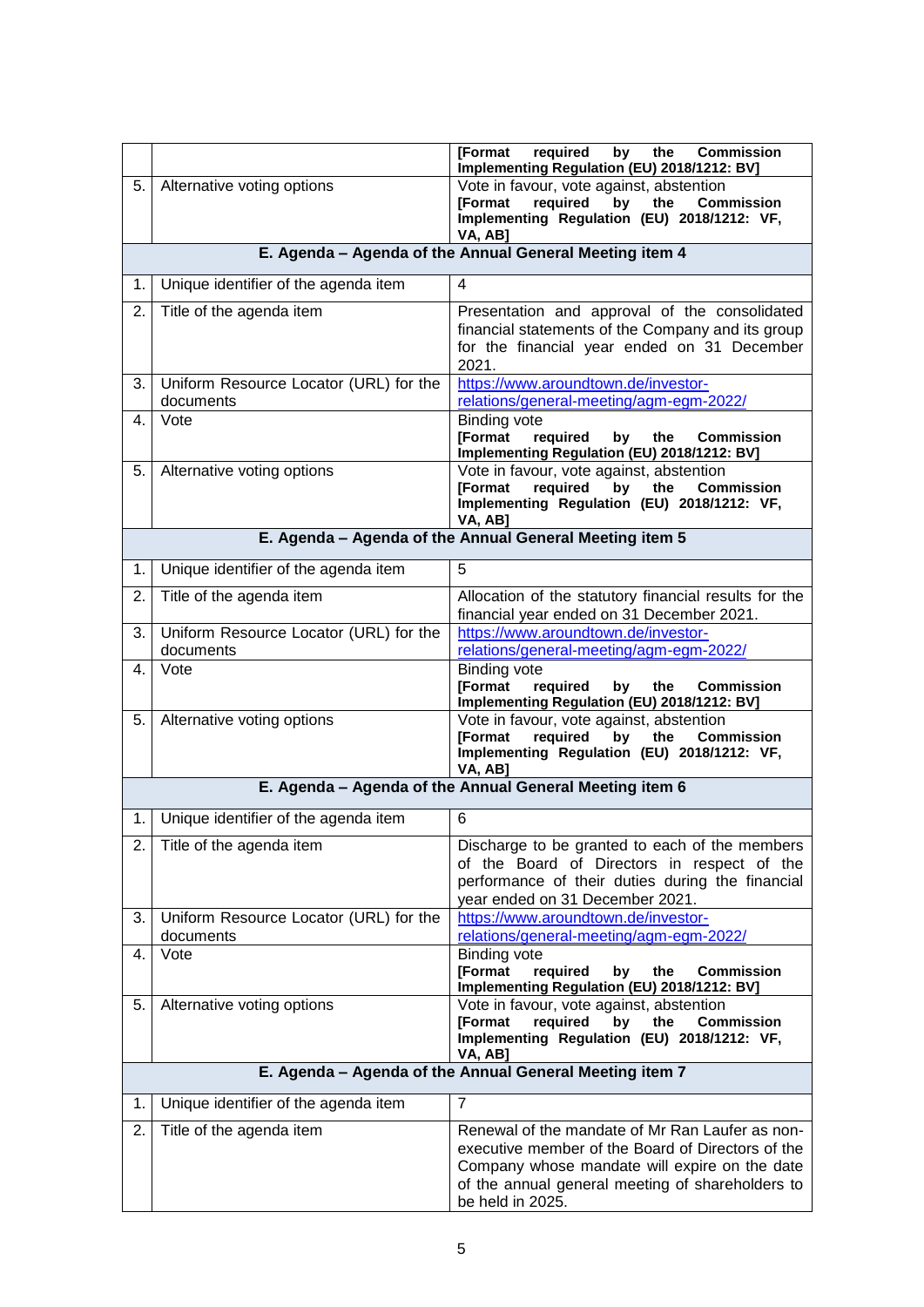| | | |
|---|---|---|
| | | **[Format required by the Commission Implementing Regulation (EU) 2018/1212: BV]** |
| 5. | Alternative voting options | Vote in favour, vote against, abstention **[Format required by the Commission Implementing Regulation (EU) 2018/1212: VF, VA, AB]** |
| **E. Agenda – Agenda of the Annual General Meeting item 4** | | |
| 1. | Unique identifier of the agenda item | 4 |
| 2. | Title of the agenda item | Presentation and approval of the consolidated financial statements of the Company and its group for the financial year ended on 31 December 2021. |
| 3. | Uniform Resource Locator (URL) for the documents | https://www.aroundtown.de/investor-relations/general-meeting/agm-egm-2022/ |
| 4. | Vote | Binding vote **[Format required by the Commission Implementing Regulation (EU) 2018/1212: BV]** |
| 5. | Alternative voting options | Vote in favour, vote against, abstention **[Format required by the Commission Implementing Regulation (EU) 2018/1212: VF, VA, AB]** |
| **E. Agenda – Agenda of the Annual General Meeting item 5** | | |
| 1. | Unique identifier of the agenda item | 5 |
| 2. | Title of the agenda item | Allocation of the statutory financial results for the financial year ended on 31 December 2021. |
| 3. | Uniform Resource Locator (URL) for the documents | https://www.aroundtown.de/investor-relations/general-meeting/agm-egm-2022/ |
| 4. | Vote | Binding vote **[Format required by the Commission Implementing Regulation (EU) 2018/1212: BV]** |
| 5. | Alternative voting options | Vote in favour, vote against, abstention **[Format required by the Commission Implementing Regulation (EU) 2018/1212: VF, VA, AB]** |
| **E. Agenda – Agenda of the Annual General Meeting item 6** | | |
| 1. | Unique identifier of the agenda item | 6 |
| 2. | Title of the agenda item | Discharge to be granted to each of the members of the Board of Directors in respect of the performance of their duties during the financial year ended on 31 December 2021. |
| 3. | Uniform Resource Locator (URL) for the documents | https://www.aroundtown.de/investor-relations/general-meeting/agm-egm-2022/ |
| 4. | Vote | Binding vote **[Format required by the Commission Implementing Regulation (EU) 2018/1212: BV]** |
| 5. | Alternative voting options | Vote in favour, vote against, abstention **[Format required by the Commission Implementing Regulation (EU) 2018/1212: VF, VA, AB]** |
| **E. Agenda – Agenda of the Annual General Meeting item 7** | | |
| 1. | Unique identifier of the agenda item | 7 |
| 2. | Title of the agenda item | Renewal of the mandate of Mr Ran Laufer as non-executive member of the Board of Directors of the Company whose mandate will expire on the date of the annual general meeting of shareholders to be held in 2025. |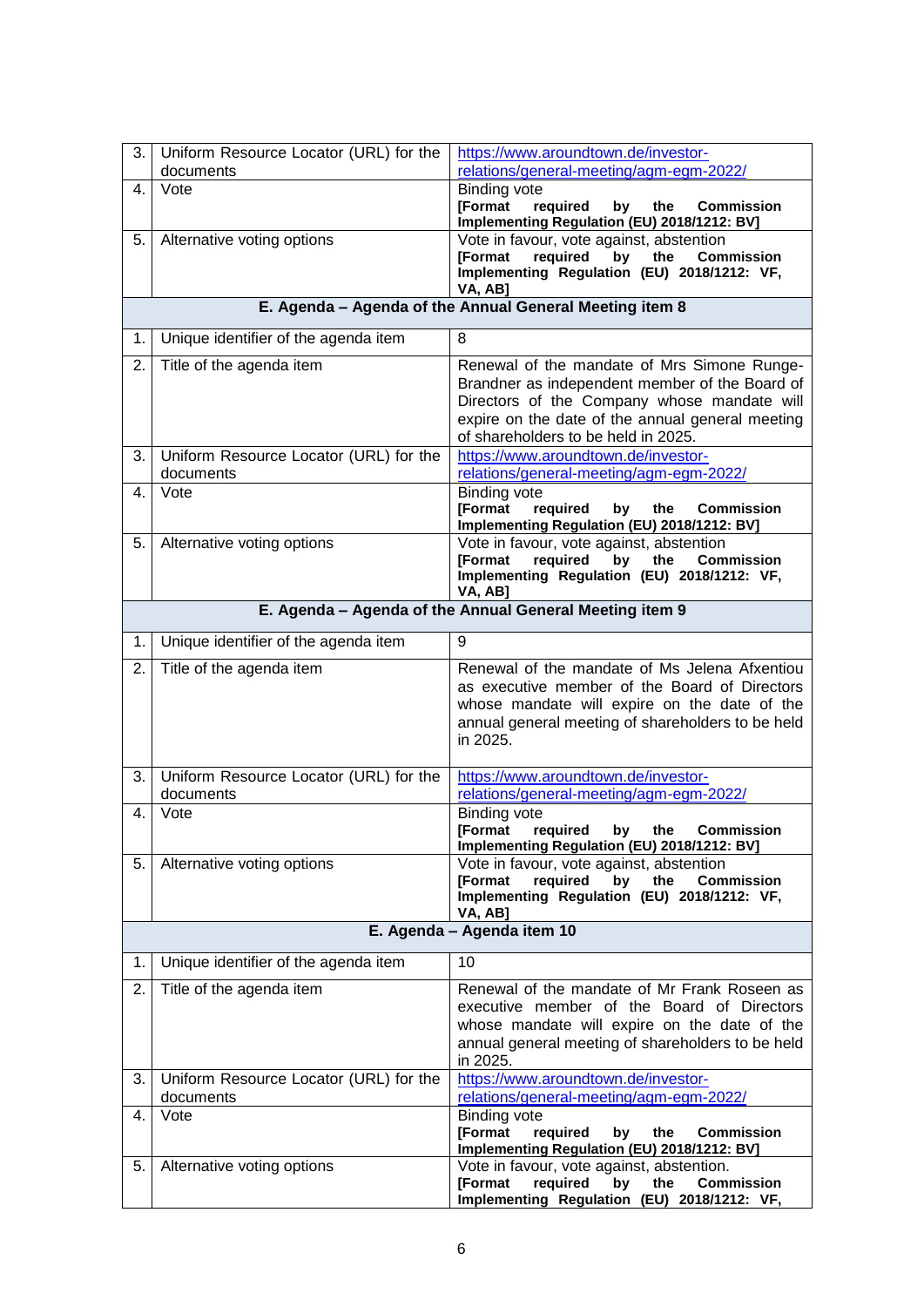| | | |
|---|---|---|
| 3. | Uniform Resource Locator (URL) for the documents | https://www.aroundtown.de/investor-relations/general-meeting/agm-egm-2022/ |
| 4. | Vote | Binding vote<br>**[Format required by the Commission Implementing Regulation (EU) 2018/1212: BV]** |
| 5. | Alternative voting options | Vote in favour, vote against, abstention<br>**[Format required by the Commission Implementing Regulation (EU) 2018/1212: VF, VA, AB]** |
| | **E. Agenda – Agenda of the Annual General Meeting item 8** | |
| 1. | Unique identifier of the agenda item | 8 |
| 2. | Title of the agenda item | Renewal of the mandate of Mrs Simone Runge-Brandner as independent member of the Board of Directors of the Company whose mandate will expire on the date of the annual general meeting of shareholders to be held in 2025. |
| 3. | Uniform Resource Locator (URL) for the documents | https://www.aroundtown.de/investor-relations/general-meeting/agm-egm-2022/ |
| 4. | Vote | Binding vote<br>**[Format required by the Commission Implementing Regulation (EU) 2018/1212: BV]** |
| 5. | Alternative voting options | Vote in favour, vote against, abstention<br>**[Format required by the Commission Implementing Regulation (EU) 2018/1212: VF, VA, AB]** |
| | **E. Agenda – Agenda of the Annual General Meeting item 9** | |
| 1. | Unique identifier of the agenda item | 9 |
| 2. | Title of the agenda item | Renewal of the mandate of Ms Jelena Afxentiou as executive member of the Board of Directors whose mandate will expire on the date of the annual general meeting of shareholders to be held in 2025. |
| 3. | Uniform Resource Locator (URL) for the documents | https://www.aroundtown.de/investor-relations/general-meeting/agm-egm-2022/ |
| 4. | Vote | Binding vote<br>**[Format required by the Commission Implementing Regulation (EU) 2018/1212: BV]** |
| 5. | Alternative voting options | Vote in favour, vote against, abstention<br>**[Format required by the Commission Implementing Regulation (EU) 2018/1212: VF, VA, AB]** |
| | **E. Agenda – Agenda item 10** | |
| 1. | Unique identifier of the agenda item | 10 |
| 2. | Title of the agenda item | Renewal of the mandate of Mr Frank Roseen as executive member of the Board of Directors whose mandate will expire on the date of the annual general meeting of shareholders to be held in 2025. |
| 3. | Uniform Resource Locator (URL) for the documents | https://www.aroundtown.de/investor-relations/general-meeting/agm-egm-2022/ |
| 4. | Vote | Binding vote<br>**[Format required by the Commission Implementing Regulation (EU) 2018/1212: BV]** |
| 5. | Alternative voting options | Vote in favour, vote against, abstention.<br>**[Format required by the Commission Implementing Regulation (EU) 2018/1212: VF,** |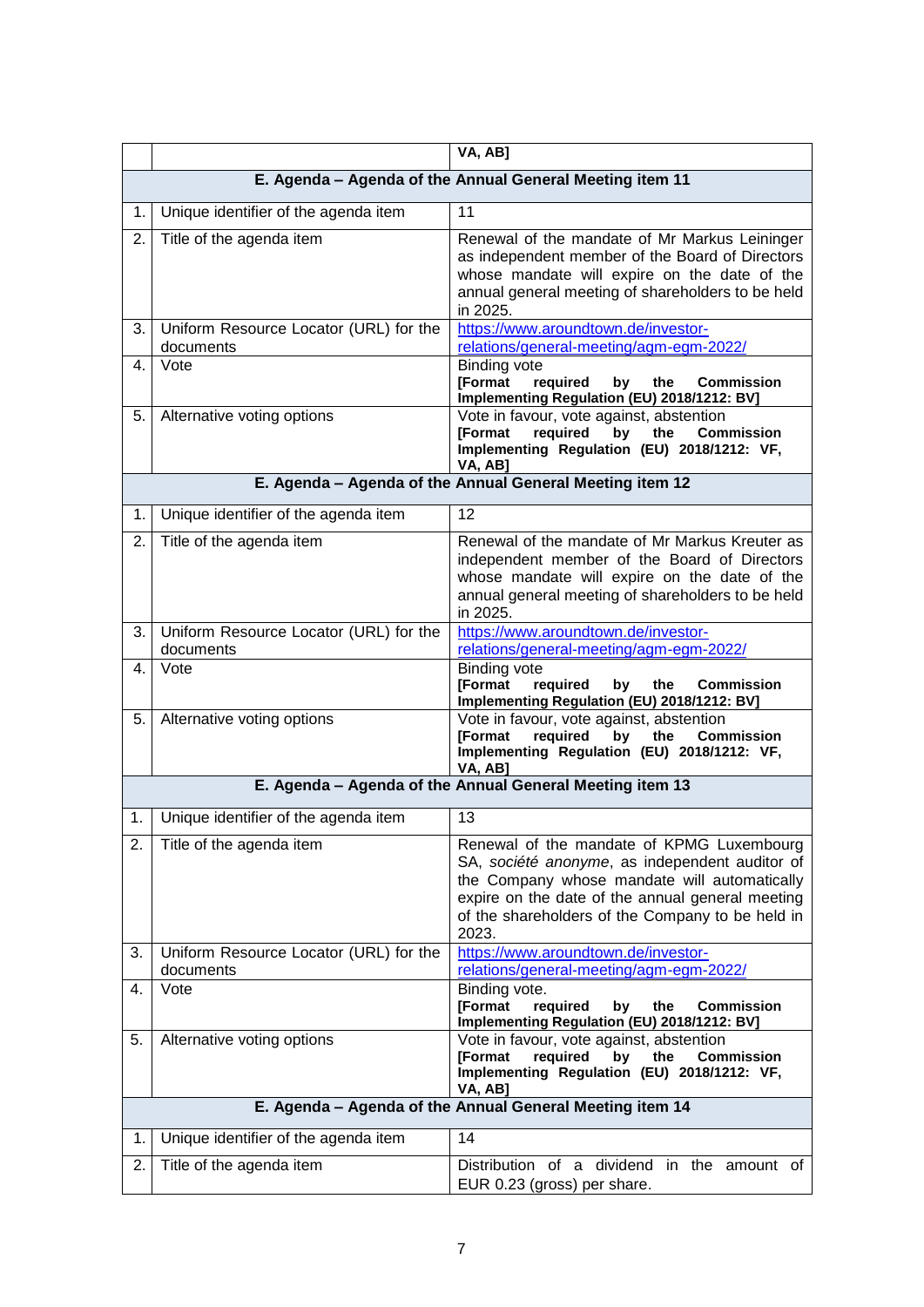| | | |
|---|---|---|
| | | VA, AB] |
| **E. Agenda – Agenda of the Annual General Meeting item 11** | | |
| 1. | Unique identifier of the agenda item | 11 |
| 2. | Title of the agenda item | Renewal of the mandate of Mr Markus Leininger as independent member of the Board of Directors whose mandate will expire on the date of the annual general meeting of shareholders to be held in 2025. |
| 3. | Uniform Resource Locator (URL) for the documents | https://www.aroundtown.de/investor-relations/general-meeting/agm-egm-2022/ |
| 4. | Vote | Binding vote **[Format required by the Commission Implementing Regulation (EU) 2018/1212: BV]** |
| 5. | Alternative voting options | Vote in favour, vote against, abstention **[Format required by the Commission Implementing Regulation (EU) 2018/1212: VF, VA, AB]** |
| **E. Agenda – Agenda of the Annual General Meeting item 12** | | |
| 1. | Unique identifier of the agenda item | 12 |
| 2. | Title of the agenda item | Renewal of the mandate of Mr Markus Kreuter as independent member of the Board of Directors whose mandate will expire on the date of the annual general meeting of shareholders to be held in 2025. |
| 3. | Uniform Resource Locator (URL) for the documents | https://www.aroundtown.de/investor-relations/general-meeting/agm-egm-2022/ |
| 4. | Vote | Binding vote **[Format required by the Commission Implementing Regulation (EU) 2018/1212: BV]** |
| 5. | Alternative voting options | Vote in favour, vote against, abstention **[Format required by the Commission Implementing Regulation (EU) 2018/1212: VF, VA, AB]** |
| **E. Agenda – Agenda of the Annual General Meeting item 13** | | |
| 1. | Unique identifier of the agenda item | 13 |
| 2. | Title of the agenda item | Renewal of the mandate of KPMG Luxembourg SA, *société anonyme*, as independent auditor of the Company whose mandate will automatically expire on the date of the annual general meeting of the shareholders of the Company to be held in 2023. |
| 3. | Uniform Resource Locator (URL) for the documents | https://www.aroundtown.de/investor-relations/general-meeting/agm-egm-2022/ |
| 4. | Vote | Binding vote. **[Format required by the Commission Implementing Regulation (EU) 2018/1212: BV]** |
| 5. | Alternative voting options | Vote in favour, vote against, abstention **[Format required by the Commission Implementing Regulation (EU) 2018/1212: VF, VA, AB]** |
| **E. Agenda – Agenda of the Annual General Meeting item 14** | | |
| 1. | Unique identifier of the agenda item | 14 |
| 2. | Title of the agenda item | Distribution of a dividend in the amount of EUR 0.23 (gross) per share. |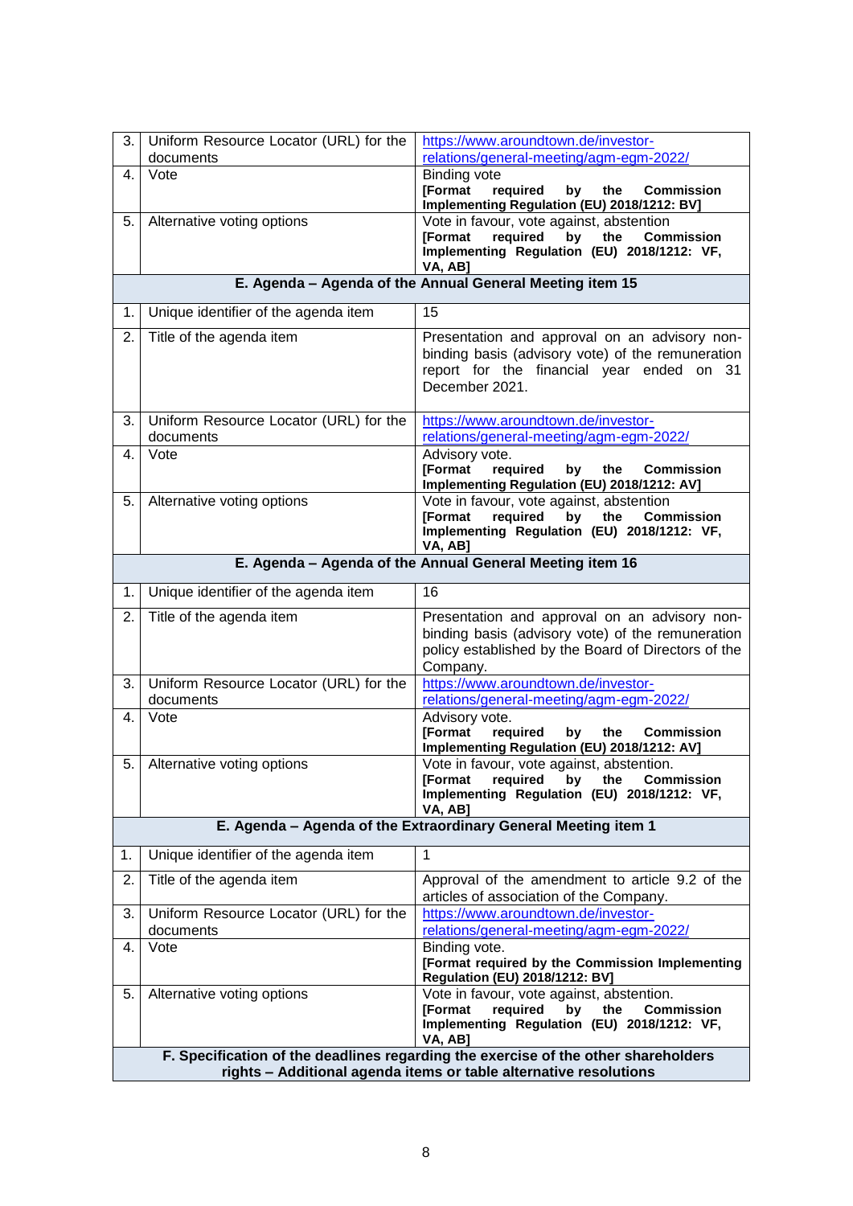| | | |
|---|---|---|
| 3. | Uniform Resource Locator (URL) for the documents | https://www.aroundtown.de/investor-relations/general-meeting/agm-egm-2022/ |
| 4. | Vote | Binding vote **[Format required by the Commission Implementing Regulation (EU) 2018/1212: BV]** |
| 5. | Alternative voting options | Vote in favour, vote against, abstention **[Format required by the Commission Implementing Regulation (EU) 2018/1212: VF, VA, AB]** |
| **E. Agenda – Agenda of the Annual General Meeting item 15** | | |
| 1. | Unique identifier of the agenda item | 15 |
| 2. | Title of the agenda item | Presentation and approval on an advisory non-binding basis (advisory vote) of the remuneration report for the financial year ended on 31 December 2021. |
| 3. | Uniform Resource Locator (URL) for the documents | https://www.aroundtown.de/investor-relations/general-meeting/agm-egm-2022/ |
| 4. | Vote | Advisory vote. **[Format required by the Commission Implementing Regulation (EU) 2018/1212: AV]** |
| 5. | Alternative voting options | Vote in favour, vote against, abstention **[Format required by the Commission Implementing Regulation (EU) 2018/1212: VF, VA, AB]** |
| **E. Agenda – Agenda of the Annual General Meeting item 16** | | |
| 1. | Unique identifier of the agenda item | 16 |
| 2. | Title of the agenda item | Presentation and approval on an advisory non-binding basis (advisory vote) of the remuneration policy established by the Board of Directors of the Company. |
| 3. | Uniform Resource Locator (URL) for the documents | https://www.aroundtown.de/investor-relations/general-meeting/agm-egm-2022/ |
| 4. | Vote | Advisory vote. **[Format required by the Commission Implementing Regulation (EU) 2018/1212: AV]** |
| 5. | Alternative voting options | Vote in favour, vote against, abstention. **[Format required by the Commission Implementing Regulation (EU) 2018/1212: VF, VA, AB]** |
| **E. Agenda – Agenda of the Extraordinary General Meeting item 1** | | |
| 1. | Unique identifier of the agenda item | 1 |
| 2. | Title of the agenda item | Approval of the amendment to article 9.2 of the articles of association of the Company. |
| 3. | Uniform Resource Locator (URL) for the documents | https://www.aroundtown.de/investor-relations/general-meeting/agm-egm-2022/ |
| 4. | Vote | Binding vote. **[Format required by the Commission Implementing Regulation (EU) 2018/1212: BV]** |
| 5. | Alternative voting options | Vote in favour, vote against, abstention. **[Format required by the Commission Implementing Regulation (EU) 2018/1212: VF, VA, AB]** |
| **F. Specification of the deadlines regarding the exercise of the other shareholders rights – Additional agenda items or table alternative resolutions** | | |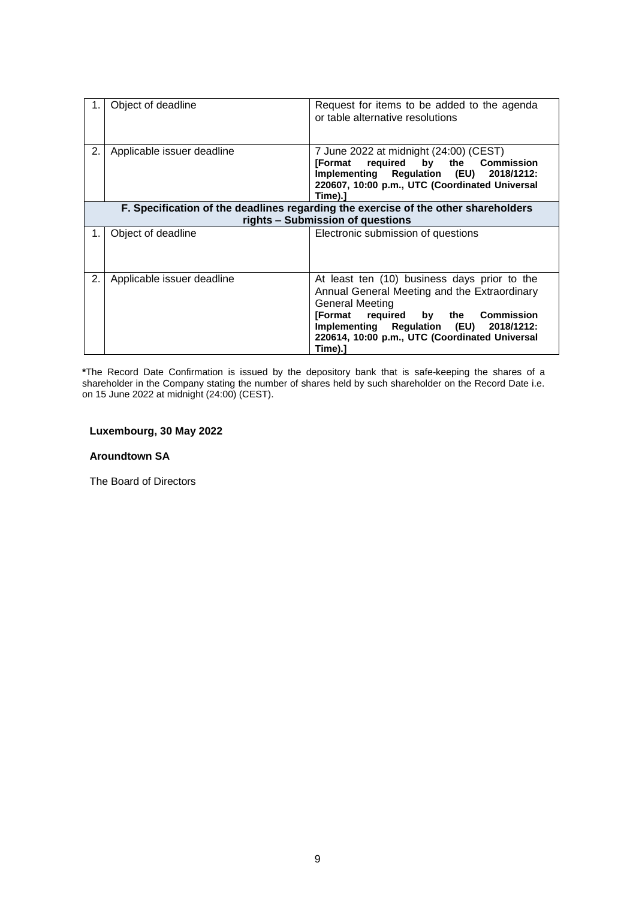| | | |
|---|---|---|
| 1. | Object of deadline | Request for items to be added to the agenda or table alternative resolutions |
| 2. | Applicable issuer deadline | 7 June 2022 at midnight (24:00) (CEST) **[Format required by the Commission Implementing Regulation (EU) 2018/1212: 220607, 10:00 p.m., UTC (Coordinated Universal Time).]** |
| **F. Specification of the deadlines regarding the exercise of the other shareholders rights – Submission of questions** | | |
| 1. | Object of deadline | Electronic submission of questions |
| 2. | Applicable issuer deadline | At least ten (10) business days prior to the Annual General Meeting and the Extraordinary General Meeting **[Format required by the Commission Implementing Regulation (EU) 2018/1212: 220614, 10:00 p.m., UTC (Coordinated Universal Time).]** |

**\***The Record Date Confirmation is issued by the depository bank that is safe-keeping the shares of a shareholder in the Company stating the number of shares held by such shareholder on the Record Date i.e. on 15 June 2022 at midnight (24:00) (CEST).

**Luxembourg, 30 May 2022**

**Aroundtown SA**

The Board of Directors